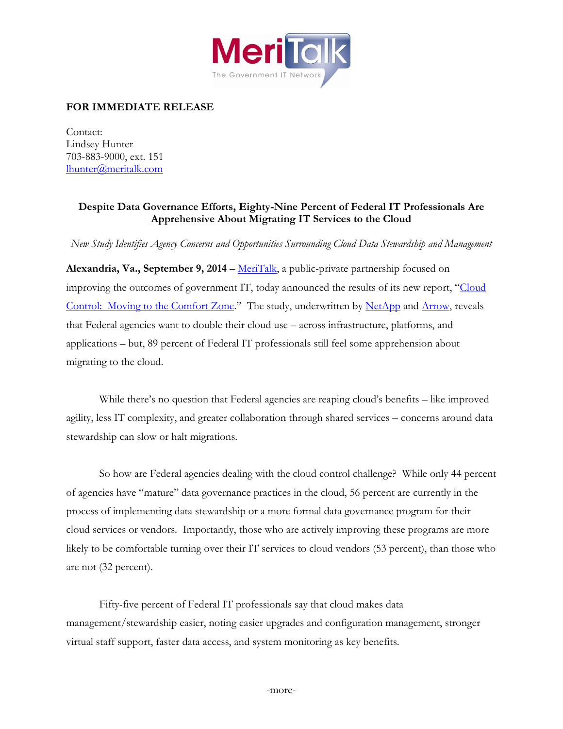**FOR IMMEDIATE RELEASE**

Contact:
Lindsey Hunter
703-883-9000, ext. 151
lhunter@meritalk.com

**Despite Data Governance Efforts, Eighty-Nine Percent of Federal IT Professionals Are Apprehensive About Migrating IT Services to the Cloud**

*New Study Identifies Agency Concerns and Opportunities Surrounding Cloud Data Stewardship and Management*

**Alexandria, Va., September 9, 2014** – MeriTalk, a public-private partnership focused on improving the outcomes of government IT, today announced the results of its new report, "Cloud Control: Moving to the Comfort Zone." The study, underwritten by NetApp and Arrow, reveals that Federal agencies want to double their cloud use – across infrastructure, platforms, and applications – but, 89 percent of Federal IT professionals still feel some apprehension about migrating to the cloud.

While there's no question that Federal agencies are reaping cloud's benefits – like improved agility, less IT complexity, and greater collaboration through shared services – concerns around data stewardship can slow or halt migrations.

So how are Federal agencies dealing with the cloud control challenge? While only 44 percent of agencies have "mature" data governance practices in the cloud, 56 percent are currently in the process of implementing data stewardship or a more formal data governance program for their cloud services or vendors. Importantly, those who are actively improving these programs are more likely to be comfortable turning over their IT services to cloud vendors (53 percent), than those who are not (32 percent).

Fifty-five percent of Federal IT professionals say that cloud makes data management/stewardship easier, noting easier upgrades and configuration management, stronger virtual staff support, faster data access, and system monitoring as key benefits.

-more-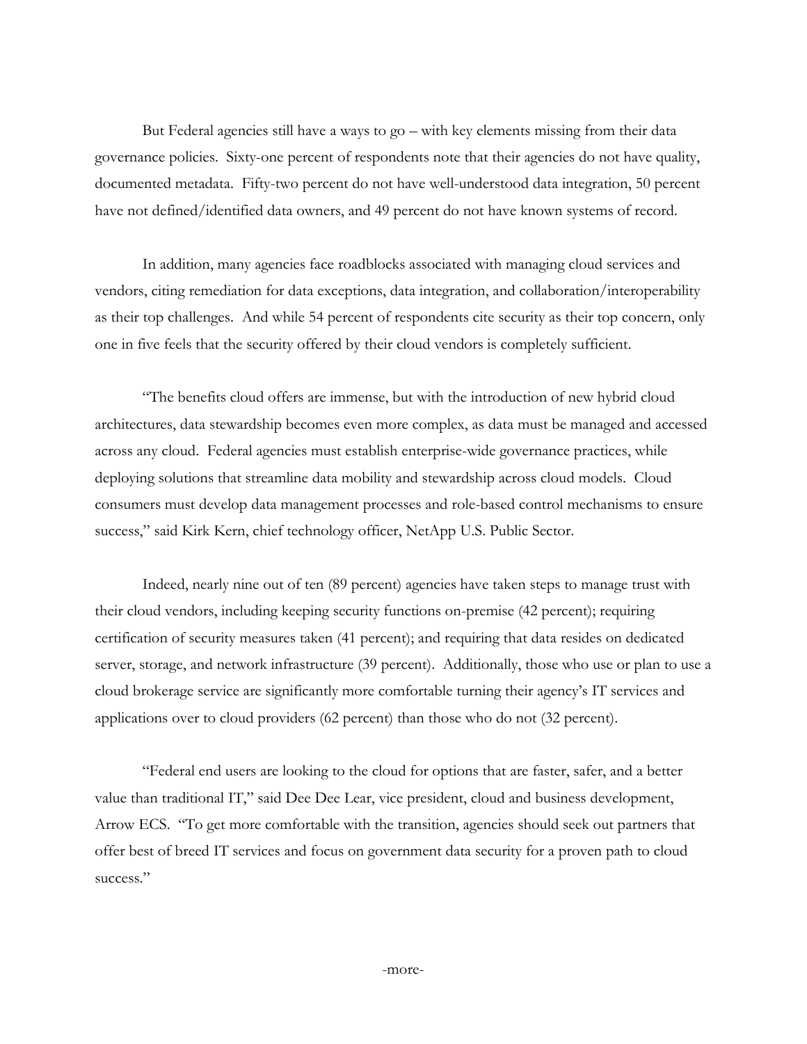But Federal agencies still have a ways to go – with key elements missing from their data governance policies. Sixty-one percent of respondents note that their agencies do not have quality, documented metadata. Fifty-two percent do not have well-understood data integration, 50 percent have not defined/identified data owners, and 49 percent do not have known systems of record.

In addition, many agencies face roadblocks associated with managing cloud services and vendors, citing remediation for data exceptions, data integration, and collaboration/interoperability as their top challenges. And while 54 percent of respondents cite security as their top concern, only one in five feels that the security offered by their cloud vendors is completely sufficient.

"The benefits cloud offers are immense, but with the introduction of new hybrid cloud architectures, data stewardship becomes even more complex, as data must be managed and accessed across any cloud. Federal agencies must establish enterprise-wide governance practices, while deploying solutions that streamline data mobility and stewardship across cloud models. Cloud consumers must develop data management processes and role-based control mechanisms to ensure success," said Kirk Kern, chief technology officer, NetApp U.S. Public Sector.

Indeed, nearly nine out of ten (89 percent) agencies have taken steps to manage trust with their cloud vendors, including keeping security functions on-premise (42 percent); requiring certification of security measures taken (41 percent); and requiring that data resides on dedicated server, storage, and network infrastructure (39 percent). Additionally, those who use or plan to use a cloud brokerage service are significantly more comfortable turning their agency's IT services and applications over to cloud providers (62 percent) than those who do not (32 percent).

"Federal end users are looking to the cloud for options that are faster, safer, and a better value than traditional IT," said Dee Dee Lear, vice president, cloud and business development, Arrow ECS. "To get more comfortable with the transition, agencies should seek out partners that offer best of breed IT services and focus on government data security for a proven path to cloud success."

-more-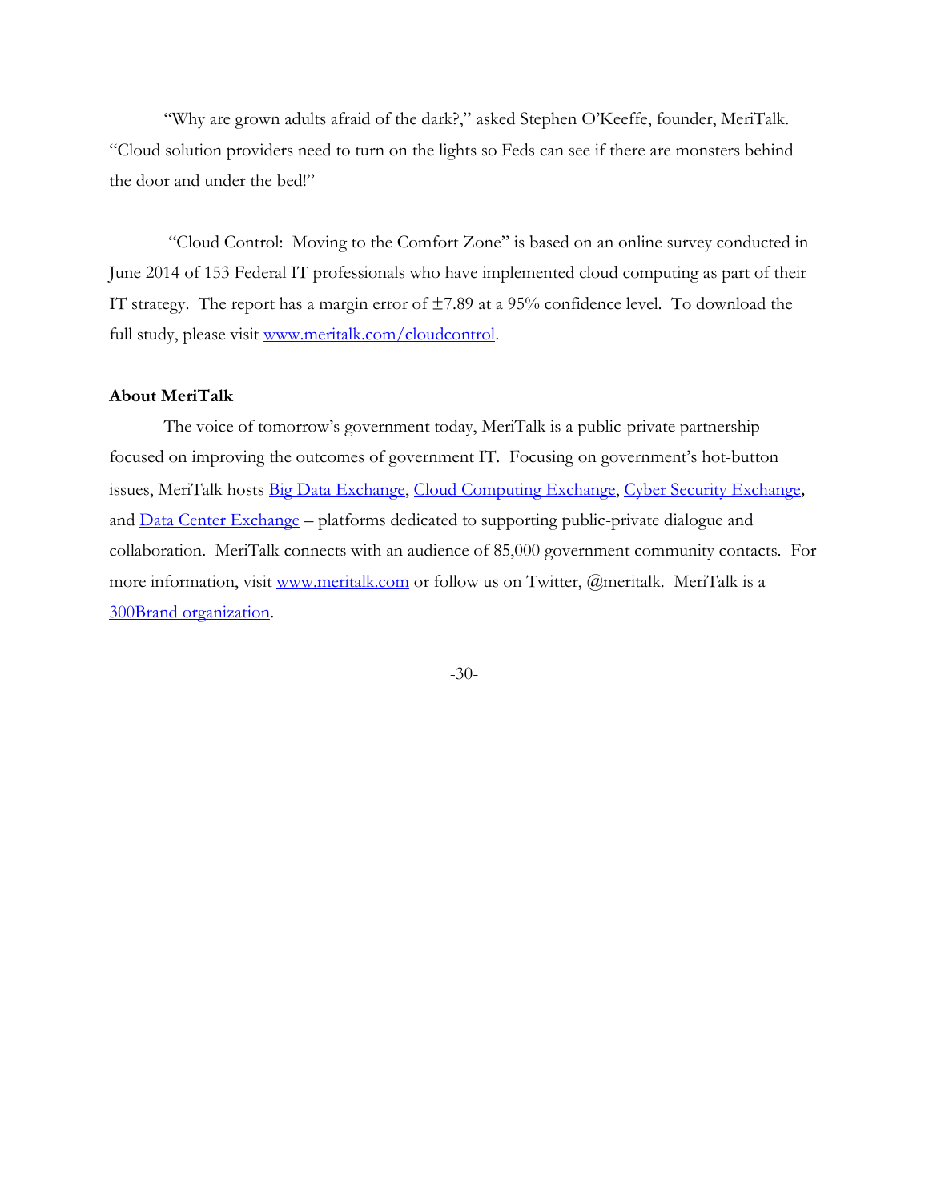"Why are grown adults afraid of the dark?," asked Stephen O'Keeffe, founder, MeriTalk. "Cloud solution providers need to turn on the lights so Feds can see if there are monsters behind the door and under the bed!"

"Cloud Control: Moving to the Comfort Zone" is based on an online survey conducted in June 2014 of 153 Federal IT professionals who have implemented cloud computing as part of their IT strategy. The report has a margin error of ±7.89 at a 95% confidence level. To download the full study, please visit [www.meritalk.com/cloudcontrol](www.meritalk.com/cloudcontrol).

**About MeriTalk**

The voice of tomorrow's government today, MeriTalk is a public-private partnership focused on improving the outcomes of government IT. Focusing on government's hot-button issues, MeriTalk hosts Big Data Exchange, Cloud Computing Exchange, Cyber Security Exchange, and Data Center Exchange – platforms dedicated to supporting public-private dialogue and collaboration. MeriTalk connects with an audience of 85,000 government community contacts. For more information, visit [www.meritalk.com](www.meritalk.com) or follow us on Twitter, @meritalk. MeriTalk is a 300Brand organization.

-30-